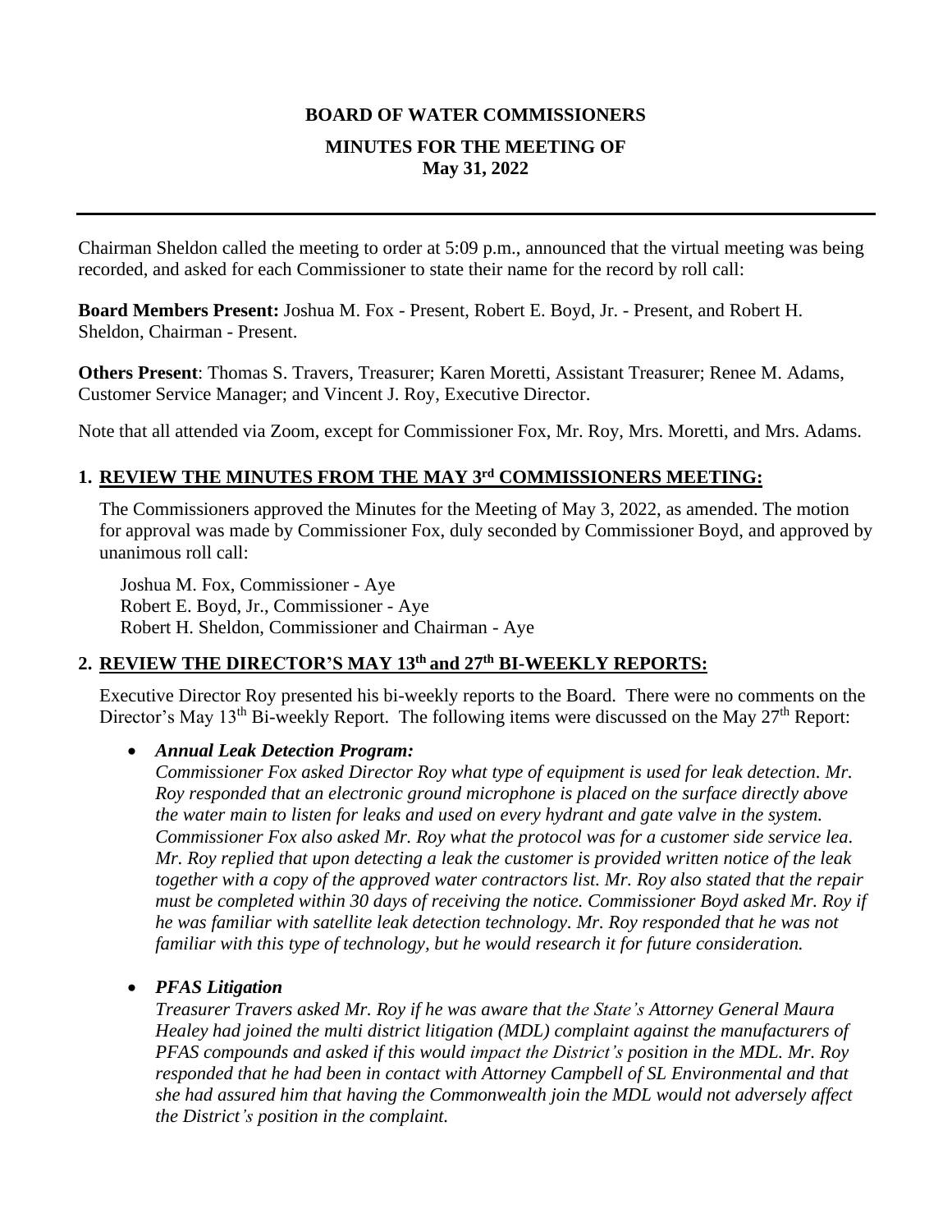**BOARD OF WATER COMMISSIONERS**

**MINUTES FOR THE MEETING OF**
**May 31, 2022**

---

Chairman Sheldon called the meeting to order at 5:09 p.m., announced that the virtual meeting was being recorded, and asked for each Commissioner to state their name for the record by roll call:

**Board Members Present:** Joshua M. Fox - Present, Robert E. Boyd, Jr. - Present, and Robert H. Sheldon, Chairman - Present.

**Others Present**: Thomas S. Travers, Treasurer; Karen Moretti, Assistant Treasurer; Renee M. Adams, Customer Service Manager; and Vincent J. Roy, Executive Director.

Note that all attended via Zoom, except for Commissioner Fox, Mr. Roy, Mrs. Moretti, and Mrs. Adams.

## 1. REVIEW THE MINUTES FROM THE MAY 3rd COMMISSIONERS MEETING:

The Commissioners approved the Minutes for the Meeting of May 3, 2022, as amended. The motion for approval was made by Commissioner Fox, duly seconded by Commissioner Boyd, and approved by unanimous roll call:

Joshua M. Fox, Commissioner - Aye
Robert E. Boyd, Jr., Commissioner - Aye
Robert H. Sheldon, Commissioner and Chairman - Aye

## 2. REVIEW THE DIRECTOR'S MAY 13th and 27th BI-WEEKLY REPORTS:

Executive Director Roy presented his bi-weekly reports to the Board. There were no comments on the Director's May 13th Bi-weekly Report. The following items were discussed on the May 27th Report:

- ***Annual Leak Detection Program:***
  *Commissioner Fox asked Director Roy what type of equipment is used for leak detection. Mr. Roy responded that an electronic ground microphone is placed on the surface directly above the water main to listen for leaks and used on every hydrant and gate valve in the system. Commissioner Fox also asked Mr. Roy what the protocol was for a customer side service lea. Mr. Roy replied that upon detecting a leak the customer is provided written notice of the leak together with a copy of the approved water contractors list. Mr. Roy also stated that the repair must be completed within 30 days of receiving the notice. Commissioner Boyd asked Mr. Roy if he was familiar with satellite leak detection technology. Mr. Roy responded that he was not familiar with this type of technology, but he would research it for future consideration.*

- ***PFAS Litigation***
  *Treasurer Travers asked Mr. Roy if he was aware that the State's Attorney General Maura Healey had joined the multi district litigation (MDL) complaint against the manufacturers of PFAS compounds and asked if this would impact the District's position in the MDL. Mr. Roy responded that he had been in contact with Attorney Campbell of SL Environmental and that she had assured him that having the Commonwealth join the MDL would not adversely affect the District's position in the complaint.*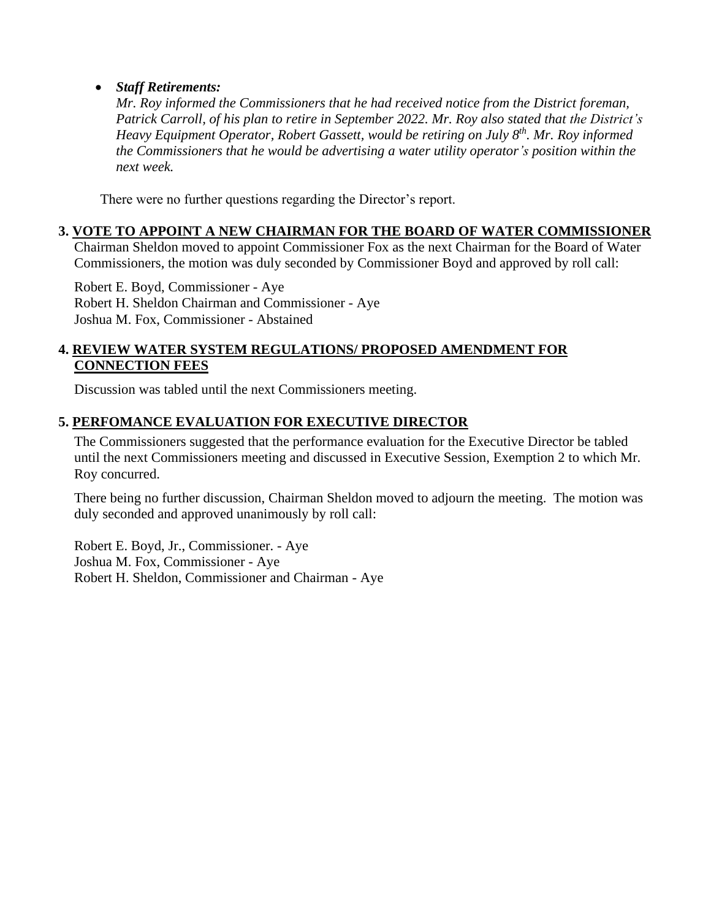- ***Staff Retirements:***
  *Mr. Roy informed the Commissioners that he had received notice from the District foreman, Patrick Carroll, of his plan to retire in September 2022. Mr. Roy also stated that the District's Heavy Equipment Operator, Robert Gassett, would be retiring on July 8th. Mr. Roy informed the Commissioners that he would be advertising a water utility operator's position within the next week.*

There were no further questions regarding the Director's report.

## 3. VOTE TO APPOINT A NEW CHAIRMAN FOR THE BOARD OF WATER COMMISSIONER

Chairman Sheldon moved to appoint Commissioner Fox as the next Chairman for the Board of Water Commissioners, the motion was duly seconded by Commissioner Boyd and approved by roll call:

Robert E. Boyd, Commissioner - Aye
Robert H. Sheldon Chairman and Commissioner - Aye
Joshua M. Fox, Commissioner - Abstained

## 4. REVIEW WATER SYSTEM REGULATIONS/ PROPOSED AMENDMENT FOR CONNECTION FEES

Discussion was tabled until the next Commissioners meeting.

## 5. PERFOMANCE EVALUATION FOR EXECUTIVE DIRECTOR

The Commissioners suggested that the performance evaluation for the Executive Director be tabled until the next Commissioners meeting and discussed in Executive Session, Exemption 2 to which Mr. Roy concurred.

There being no further discussion, Chairman Sheldon moved to adjourn the meeting. The motion was duly seconded and approved unanimously by roll call:

Robert E. Boyd, Jr., Commissioner. - Aye
Joshua M. Fox, Commissioner - Aye
Robert H. Sheldon, Commissioner and Chairman - Aye